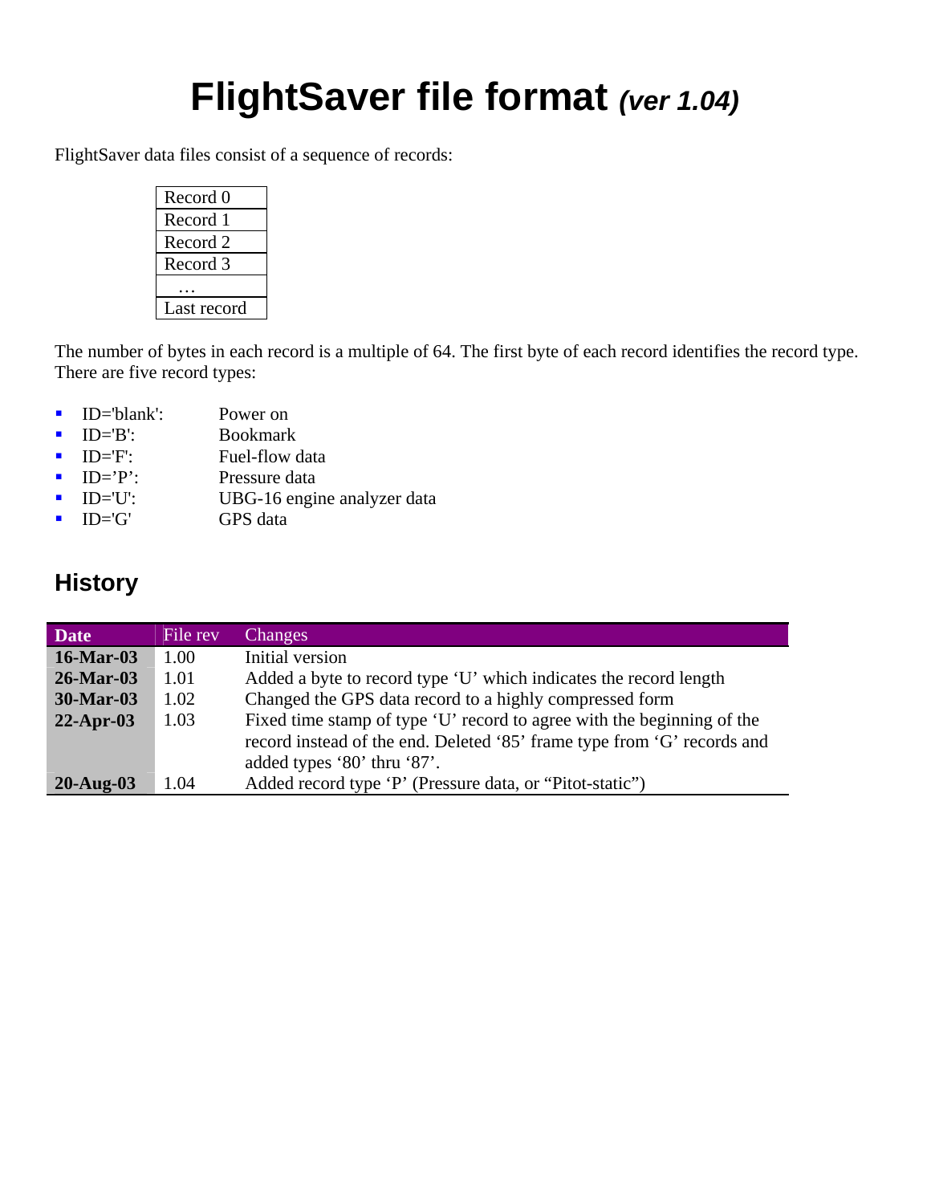# FlightSaver file format *(ver 1.04)*

FlightSaver data files consist of a sequence of records:

| Record 0 |
|---|
| Record 1 |
| Record 2 |
| Record 3 |
| … |
| Last record |

The number of bytes in each record is a multiple of 64. The first byte of each record identifies the record type. There are five record types:

- ID='blank': Power on
- ID='B': Bookmark
- ID='F': Fuel-flow data
- ID='P': Pressure data
- ID='U': UBG-16 engine analyzer data
- ID='G' GPS data

## History

| Date | File rev | Changes |
|---|---|---|
| **16-Mar-03** | 1.00 | Initial version |
| **26-Mar-03** | 1.01 | Added a byte to record type 'U' which indicates the record length |
| **30-Mar-03** | 1.02 | Changed the GPS data record to a highly compressed form |
| **22-Apr-03** | 1.03 | Fixed time stamp of type 'U' record to agree with the beginning of the record instead of the end. Deleted '85' frame type from 'G' records and added types '80' thru '87'. |
| **20-Aug-03** | 1.04 | Added record type 'P' (Pressure data, or "Pitot-static") |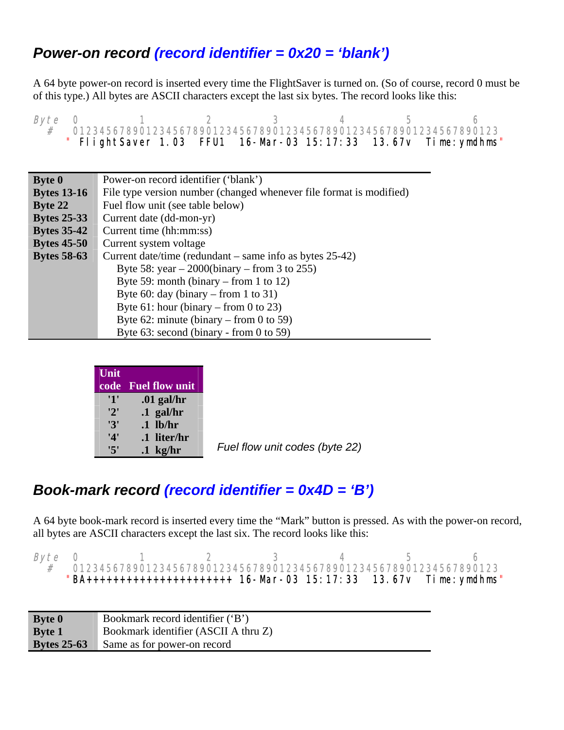## Power-on record *(record identifier = 0x20 = 'blank')*

A 64 byte power-on record is inserted every time the FlightSaver is turned on. (So of course, record 0 must be of this type.) All bytes are ASCII characters except the last six bytes. The record looks like this:

```
Byte  0         1         2         3         4         5         6
  #   0123456789012345678901234567890123456789012345678901234567890123
     " FlightSaver 1.03  FFU1  16-Mar-03 15:17:33  13.67v  Time:ymdhms"
```

| | |
|---|---|
| **Byte 0** | Power-on record identifier ('blank') |
| **Bytes 13-16** | File type version number (changed whenever file format is modified) |
| **Byte 22** | Fuel flow unit (see table below) |
| **Bytes 25-33** | Current date (dd-mon-yr) |
| **Bytes 35-42** | Current time (hh:mm:ss) |
| **Bytes 45-50** | Current system voltage |
| **Bytes 58-63** | Current date/time (redundant – same info as bytes 25-42)<br>Byte 58: year – 2000(binary – from 3 to 255)<br>Byte 59: month (binary – from 1 to 12)<br>Byte 60: day (binary – from 1 to 31)<br>Byte 61: hour (binary – from 0 to 23)<br>Byte 62: minute (binary – from 0 to 59)<br>Byte 63: second (binary - from 0 to 59) |

| Unit code | Fuel flow unit |
|---|---|
| '1' | .01 gal/hr |
| '2' | .1 gal/hr |
| '3' | .1 lb/hr |
| '4' | .1 liter/hr |
| '5' | .1 kg/hr |

*Fuel flow unit codes (byte 22)*

## Book-mark record *(record identifier = 0x4D = 'B')*

A 64 byte book-mark record is inserted every time the "Mark" button is pressed. As with the power-on record, all bytes are ASCII characters except the last six. The record looks like this:

```
Byte  0         1         2         3         4         5         6
  #   0123456789012345678901234567890123456789012345678901234567890123
     "BA+++++++++++++++++++++++ 16-Mar-03 15:17:33  13.67v  Time:ymdhms"
```

| | |
|---|---|
| **Byte 0** | Bookmark record identifier ('B') |
| **Byte 1** | Bookmark identifier (ASCII A thru Z) |
| **Bytes 25-63** | Same as for power-on record |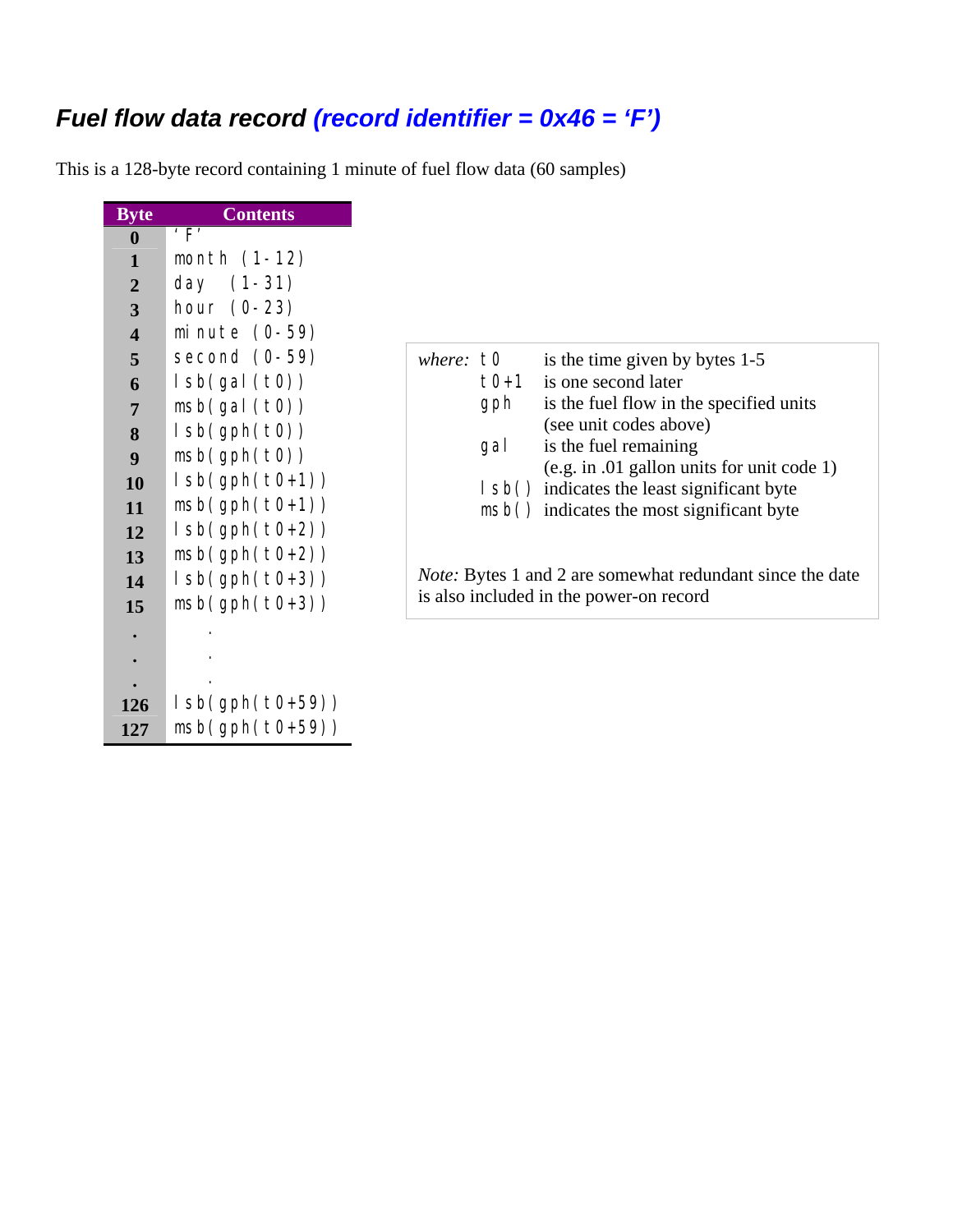## Fuel flow data record (record identifier = 0x46 = 'F')

This is a 128-byte record containing 1 minute of fuel flow data (60 samples)

| Byte | Contents |
|---|---|
| 0 | 'F' |
| 1 | month (1-12) |
| 2 | day (1-31) |
| 3 | hour (0-23) |
| 4 | minute (0-59) |
| 5 | second (0-59) |
| 6 | lsb(gal(t0)) |
| 7 | msb(gal(t0)) |
| 8 | lsb(gph(t0)) |
| 9 | msb(gph(t0)) |
| 10 | lsb(gph(t0+1)) |
| 11 | msb(gph(t0+1)) |
| 12 | lsb(gph(t0+2)) |
| 13 | msb(gph(t0+2)) |
| 14 | lsb(gph(t0+3)) |
| 15 | msb(gph(t0+3)) |
| . | . |
| . | . |
| . | . |
| 126 | lsb(gph(t0+59)) |
| 127 | msb(gph(t0+59)) |

*where:*

- `t0` is the time given by bytes 1-5
- `t0+1` is one second later
- `gph` is the fuel flow in the specified units (see unit codes above)
- `gal` is the fuel remaining (e.g. in .01 gallon units for unit code 1)
- `lsb()` indicates the least significant byte
- `msb()` indicates the most significant byte

*Note:* Bytes 1 and 2 are somewhat redundant since the date is also included in the power-on record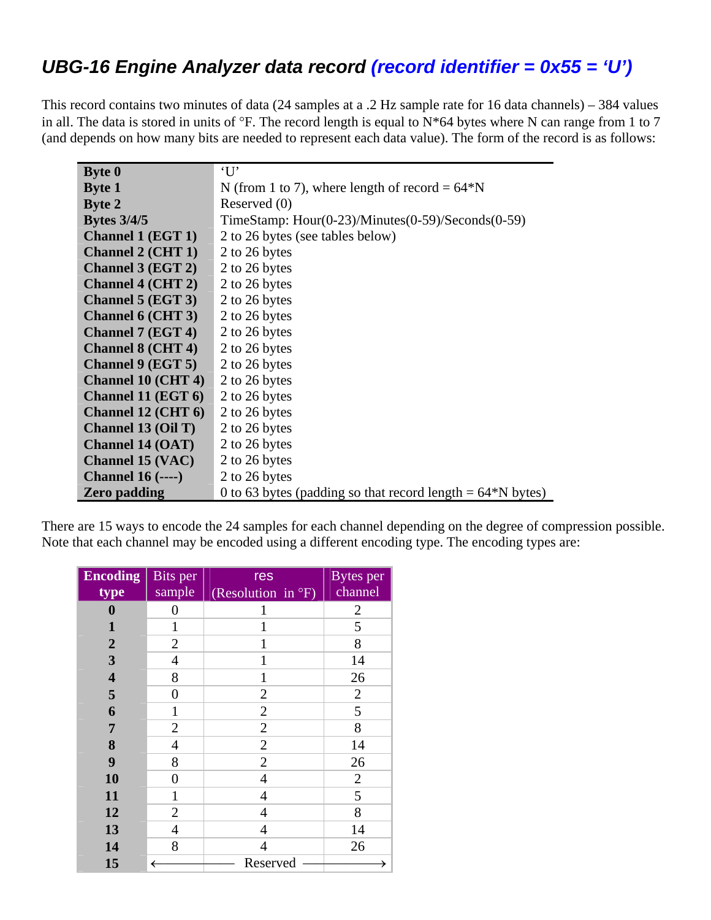## *UBG-16 Engine Analyzer data record (record identifier = 0x55 = 'U')*

This record contains two minutes of data (24 samples at a .2 Hz sample rate for 16 data channels) – 384 values in all. The data is stored in units of °F. The record length is equal to N*64 bytes where N can range from 1 to 7 (and depends on how many bits are needed to represent each data value). The form of the record is as follows:

| | |
|---|---|
| **Byte 0** | 'U' |
| **Byte 1** | N (from 1 to 7), where length of record = 64*N |
| **Byte 2** | Reserved (0) |
| **Bytes 3/4/5** | TimeStamp: Hour(0-23)/Minutes(0-59)/Seconds(0-59) |
| **Channel 1 (EGT 1)** | 2 to 26 bytes (see tables below) |
| **Channel 2 (CHT 1)** | 2 to 26 bytes |
| **Channel 3 (EGT 2)** | 2 to 26 bytes |
| **Channel 4 (CHT 2)** | 2 to 26 bytes |
| **Channel 5 (EGT 3)** | 2 to 26 bytes |
| **Channel 6 (CHT 3)** | 2 to 26 bytes |
| **Channel 7 (EGT 4)** | 2 to 26 bytes |
| **Channel 8 (CHT 4)** | 2 to 26 bytes |
| **Channel 9 (EGT 5)** | 2 to 26 bytes |
| **Channel 10 (CHT 4)** | 2 to 26 bytes |
| **Channel 11 (EGT 6)** | 2 to 26 bytes |
| **Channel 12 (CHT 6)** | 2 to 26 bytes |
| **Channel 13 (Oil T)** | 2 to 26 bytes |
| **Channel 14 (OAT)** | 2 to 26 bytes |
| **Channel 15 (VAC)** | 2 to 26 bytes |
| **Channel 16 (----)** | 2 to 26 bytes |
| **Zero padding** | 0 to 63 bytes (padding so that record length = 64*N bytes) |

There are 15 ways to encode the 24 samples for each channel depending on the degree of compression possible. Note that each channel may be encoded using a different encoding type. The encoding types are:

| Encoding type | Bits per sample | res (Resolution in °F) | Bytes per channel |
|---|---|---|---|
| **0** | 0 | 1 | 2 |
| **1** | 1 | 1 | 5 |
| **2** | 2 | 1 | 8 |
| **3** | 4 | 1 | 14 |
| **4** | 8 | 1 | 26 |
| **5** | 0 | 2 | 2 |
| **6** | 1 | 2 | 5 |
| **7** | 2 | 2 | 8 |
| **8** | 4 | 2 | 14 |
| **9** | 8 | 2 | 26 |
| **10** | 0 | 4 | 2 |
| **11** | 1 | 4 | 5 |
| **12** | 2 | 4 | 8 |
| **13** | 4 | 4 | 14 |
| **14** | 8 | 4 | 26 |
| **15** | ← Reserved → | | |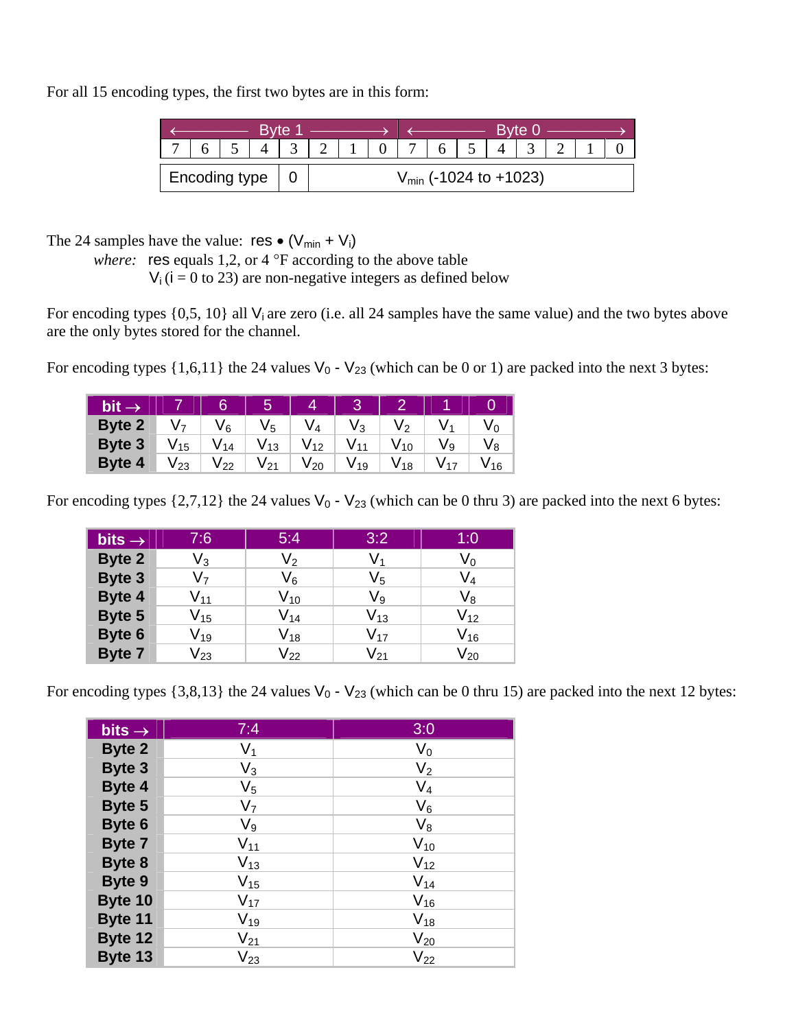For all 15 encoding types, the first two bytes are in this form:

| ← Byte 1 → | | | | | | | | ← Byte 0 → | | | | | | | |
|---|---|---|---|---|---|---|---|---|---|---|---|---|---|---|---|
| 7 | 6 | 5 | 4 | 3 | 2 | 1 | 0 | 7 | 6 | 5 | 4 | 3 | 2 | 1 | 0 |
| Encoding type | | | | 0 | $V_{min}$ (-1024 to +1023) | | | | | | | | | | |

The 24 samples have the value: res • ($V_{min}$ + $V_i$)

*where:* res equals 1,2, or 4 °F according to the above table

$V_i$ (i = 0 to 23) are non-negative integers as defined below

For encoding types {0,5, 10} all $V_i$ are zero (i.e. all 24 samples have the same value) and the two bytes above are the only bytes stored for the channel.

For encoding types {1,6,11} the 24 values $V_0$ - $V_{23}$ (which can be 0 or 1) are packed into the next 3 bytes:

| bit → | 7 | 6 | 5 | 4 | 3 | 2 | 1 | 0 |
|---|---|---|---|---|---|---|---|---|
| Byte 2 | $V_7$ | $V_6$ | $V_5$ | $V_4$ | $V_3$ | $V_2$ | $V_1$ | $V_0$ |
| Byte 3 | $V_{15}$ | $V_{14}$ | $V_{13}$ | $V_{12}$ | $V_{11}$ | $V_{10}$ | $V_9$ | $V_8$ |
| Byte 4 | $V_{23}$ | $V_{22}$ | $V_{21}$ | $V_{20}$ | $V_{19}$ | $V_{18}$ | $V_{17}$ | $V_{16}$ |

For encoding types {2,7,12} the 24 values $V_0$ - $V_{23}$ (which can be 0 thru 3) are packed into the next 6 bytes:

| bits → | 7:6 | 5:4 | 3:2 | 1:0 |
|---|---|---|---|---|
| Byte 2 | $V_3$ | $V_2$ | $V_1$ | $V_0$ |
| Byte 3 | $V_7$ | $V_6$ | $V_5$ | $V_4$ |
| Byte 4 | $V_{11}$ | $V_{10}$ | $V_9$ | $V_8$ |
| Byte 5 | $V_{15}$ | $V_{14}$ | $V_{13}$ | $V_{12}$ |
| Byte 6 | $V_{19}$ | $V_{18}$ | $V_{17}$ | $V_{16}$ |
| Byte 7 | $V_{23}$ | $V_{22}$ | $V_{21}$ | $V_{20}$ |

For encoding types {3,8,13} the 24 values $V_0$ - $V_{23}$ (which can be 0 thru 15) are packed into the next 12 bytes:

| bits → | 7:4 | 3:0 |
|---|---|---|
| Byte 2 | $V_1$ | $V_0$ |
| Byte 3 | $V_3$ | $V_2$ |
| Byte 4 | $V_5$ | $V_4$ |
| Byte 5 | $V_7$ | $V_6$ |
| Byte 6 | $V_9$ | $V_8$ |
| Byte 7 | $V_{11}$ | $V_{10}$ |
| Byte 8 | $V_{13}$ | $V_{12}$ |
| Byte 9 | $V_{15}$ | $V_{14}$ |
| Byte 10 | $V_{17}$ | $V_{16}$ |
| Byte 11 | $V_{19}$ | $V_{18}$ |
| Byte 12 | $V_{21}$ | $V_{20}$ |
| Byte 13 | $V_{23}$ | $V_{22}$ |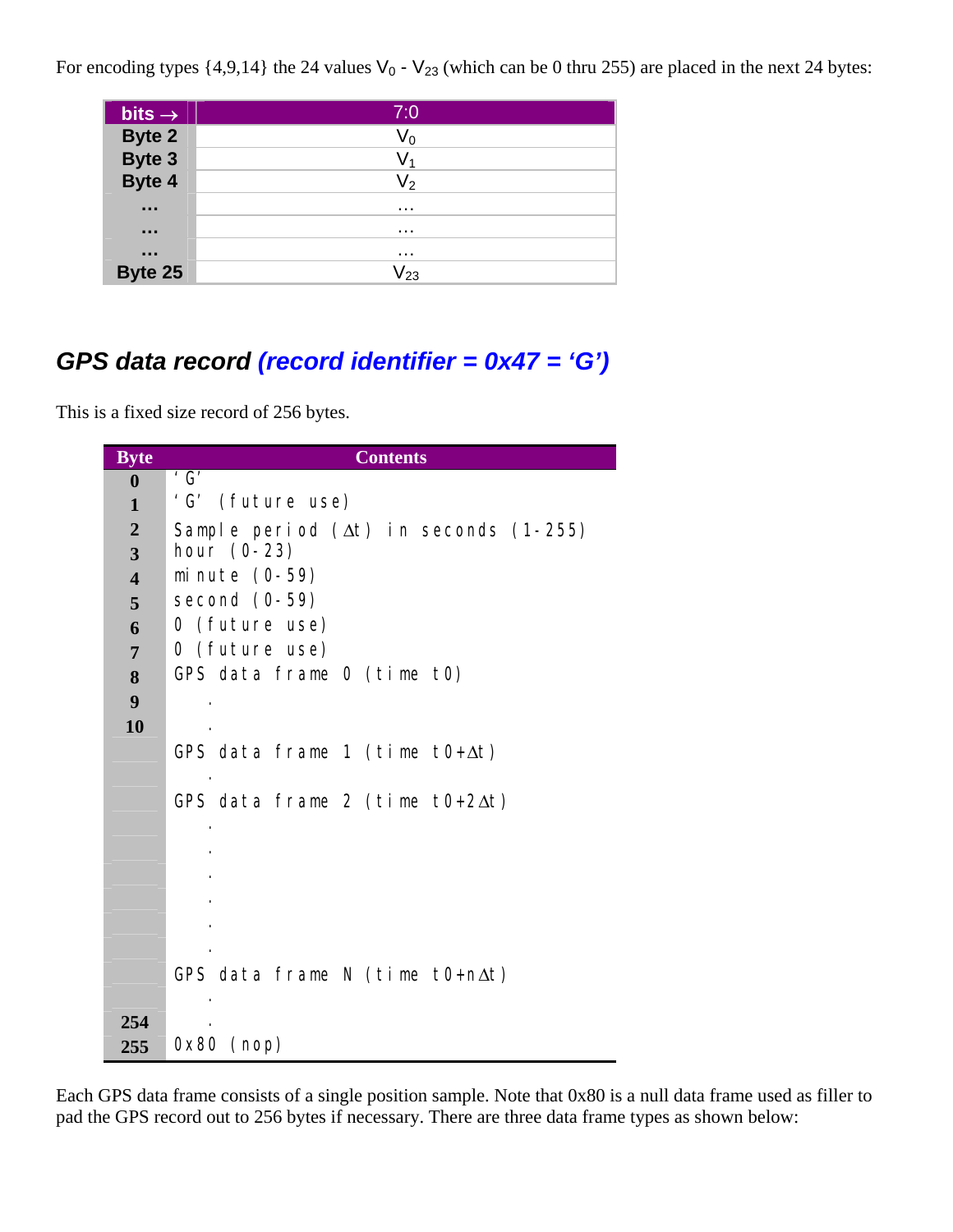For encoding types {4,9,14} the 24 values $V_0$ - $V_{23}$ (which can be 0 thru 255) are placed in the next 24 bytes:

| bits → | 7:0 |
|---|---|
| Byte 2 | $V_0$ |
| Byte 3 | $V_1$ |
| Byte 4 | $V_2$ |
| … | … |
| … | … |
| … | … |
| Byte 25 | $V_{23}$ |

## *GPS data record (record identifier = 0x47 = 'G')*

This is a fixed size record of 256 bytes.

| Byte | Contents |
|---|---|
| 0 | 'G' |
| 1 | 'G' (future use) |
| 2 | Sample period (Δt) in seconds (1-255) |
| 3 | hour (0-23) |
| 4 | minute (0-59) |
| 5 | second (0-59) |
| 6 | 0 (future use) |
| 7 | 0 (future use) |
| 8 | GPS data frame 0 (time t0) |
| 9 | . |
| 10 | . |
| | GPS data frame 1 (time t0+Δt) |
| | . |
| | GPS data frame 2 (time t0+2Δt) |
| | . |
| | . |
| | . |
| | . |
| | . |
| | . |
| | GPS data frame N (time t0+nΔt) |
| | . |
| 254 | . |
| 255 | 0x80 (nop) |

Each GPS data frame consists of a single position sample. Note that 0x80 is a null data frame used as filler to pad the GPS record out to 256 bytes if necessary. There are three data frame types as shown below: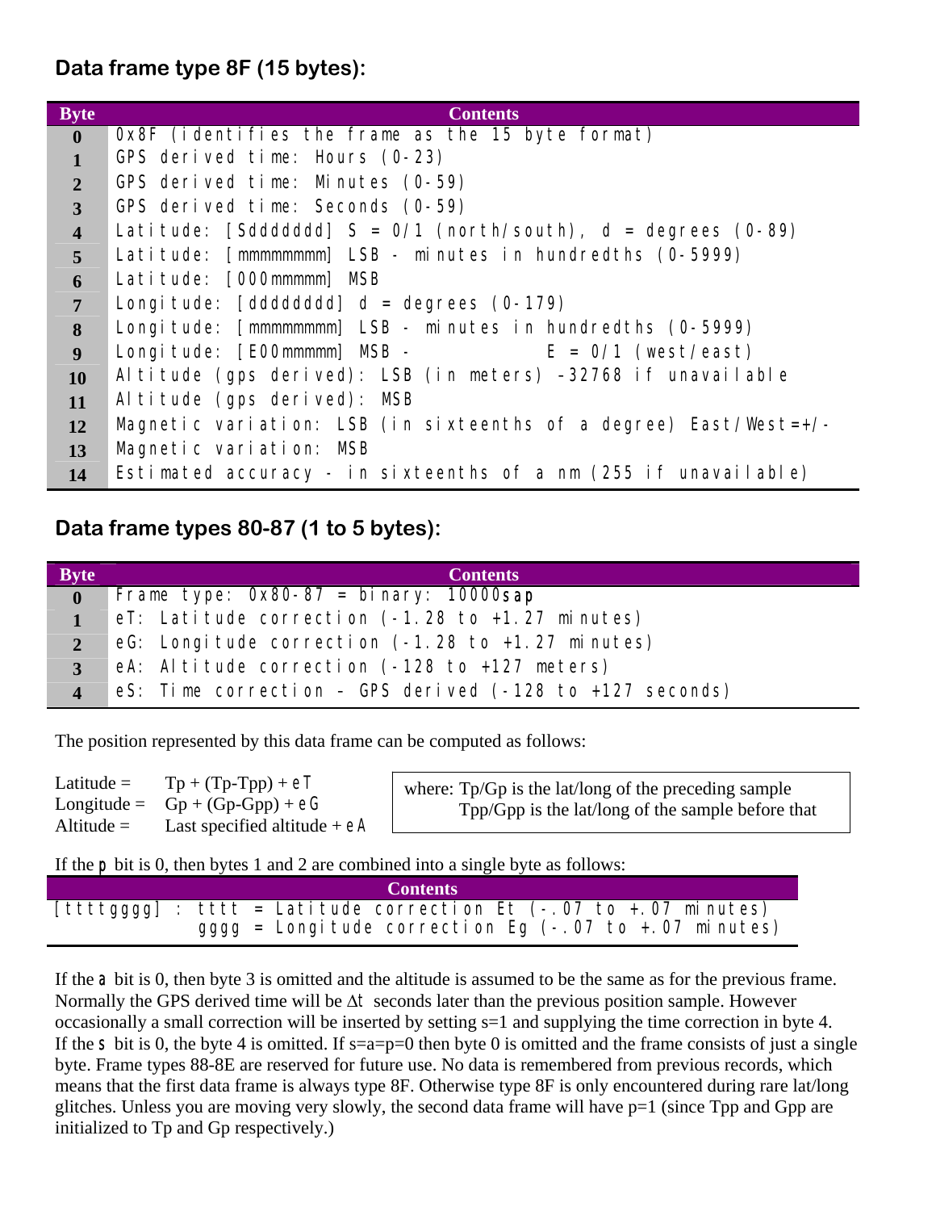## Data frame type 8F (15 bytes):

| Byte | Contents |
|---|---|
| 0 | 0x8F (identifies the frame as the 15 byte format) |
| 1 | GPS derived time: Hours (0-23) |
| 2 | GPS derived time: Minutes (0-59) |
| 3 | GPS derived time: Seconds (0-59) |
| 4 | Latitude: [Sddddddd] S = 0/1 (north/south), d = degrees (0-89) |
| 5 | Latitude: [mmmmmmmm] LSB - minutes in hundredths (0-5999) |
| 6 | Latitude: [000mmmmm] MSB |
| 7 | Longitude: [dddddddd] d = degrees (0-179) |
| 8 | Longitude: [mmmmmmmm] LSB - minutes in hundredths (0-5999) |
| 9 | Longitude: [E00mmmmm] MSB - E = 0/1 (west/east) |
| 10 | Altitude (gps derived): LSB (in meters) -32768 if unavailable |
| 11 | Altitude (gps derived): MSB |
| 12 | Magnetic variation: LSB (in sixteenths of a degree) East/West=+/- |
| 13 | Magnetic variation: MSB |
| 14 | Estimated accuracy - in sixteenths of a nm (255 if unavailable) |

## Data frame types 80-87 (1 to 5 bytes):

| Byte | Contents |
|---|---|
| 0 | Frame type: 0x80-87 = binary: 10000**sap** |
| 1 | eT: Latitude correction (-1.28 to +1.27 minutes) |
| 2 | eG: Longitude correction (-1.28 to +1.27 minutes) |
| 3 | eA: Altitude correction (-128 to +127 meters) |
| 4 | eS: Time correction – GPS derived (-128 to +127 seconds) |

The position represented by this data frame can be computed as follows:

Latitude = Tp + (Tp-Tpp) + eT
Longitude = Gp + (Gp-Gpp) + eG
Altitude = Last specified altitude + eA

where: Tp/Gp is the lat/long of the preceding sample
Tpp/Gpp is the lat/long of the sample before that

If the **p** bit is 0, then bytes 1 and 2 are combined into a single byte as follows:

| Contents |
|---|
| [ttttgggg] : tttt = Latitude correction Et (-.07 to +.07 minutes)<br>gggg = Longitude correction Eg (-.07 to +.07 minutes) |

If the **a** bit is 0, then byte 3 is omitted and the altitude is assumed to be the same as for the previous frame. Normally the GPS derived time will be $\Delta t$ seconds later than the previous position sample. However occasionally a small correction will be inserted by setting s=1 and supplying the time correction in byte 4. If the **s** bit is 0, the byte 4 is omitted. If s=a=p=0 then byte 0 is omitted and the frame consists of just a single byte. Frame types 88-8E are reserved for future use. No data is remembered from previous records, which means that the first data frame is always type 8F. Otherwise type 8F is only encountered during rare lat/long glitches. Unless you are moving very slowly, the second data frame will have p=1 (since Tpp and Gpp are initialized to Tp and Gp respectively.)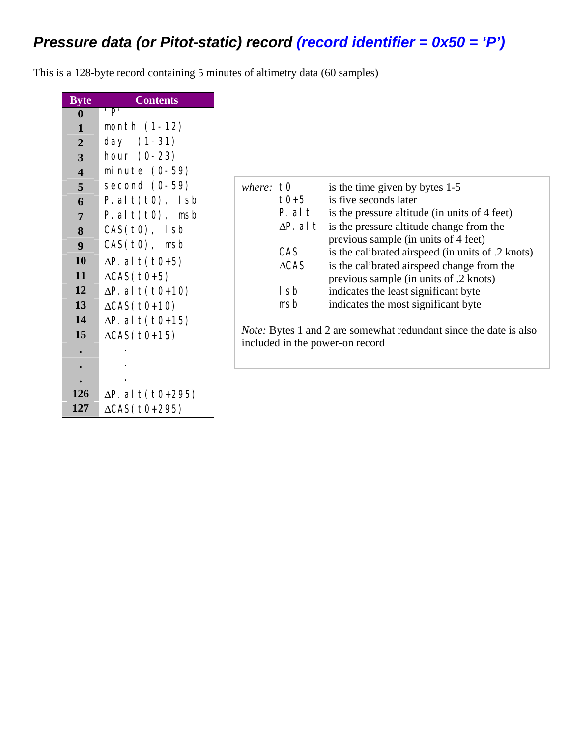## *Pressure data (or Pitot-static) record (record identifier = 0x50 = 'P')*

This is a 128-byte record containing 5 minutes of altimetry data (60 samples)

| Byte | Contents |
|---|---|
| 0 | 'P' |
| 1 | month (1-12) |
| 2 | day (1-31) |
| 3 | hour (0-23) |
| 4 | minute (0-59) |
| 5 | second (0-59) |
| 6 | P.alt(t0), lsb |
| 7 | P.alt(t0), msb |
| 8 | CAS(t0), lsb |
| 9 | CAS(t0), msb |
| 10 | ΔP.alt(t0+5) |
| 11 | ΔCAS(t0+5) |
| 12 | ΔP.alt(t0+10) |
| 13 | ΔCAS(t0+10) |
| 14 | ΔP.alt(t0+15) |
| 15 | ΔCAS(t0+15) |
| . | . |
| . | . |
| . | . |
| 126 | ΔP.alt(t0+295) |
| 127 | ΔCAS(t0+295) |

*where:*

| | |
|---|---|
| t0 | is the time given by bytes 1-5 |
| t0+5 | is five seconds later |
| P.alt | is the pressure altitude (in units of 4 feet) |
| ΔP.alt | is the pressure altitude change from the previous sample (in units of 4 feet) |
| CAS | is the calibrated airspeed (in units of .2 knots) |
| ΔCAS | is the calibrated airspeed change from the previous sample (in units of .2 knots) |
| lsb | indicates the least significant byte |
| msb | indicates the most significant byte |

*Note:* Bytes 1 and 2 are somewhat redundant since the date is also included in the power-on record